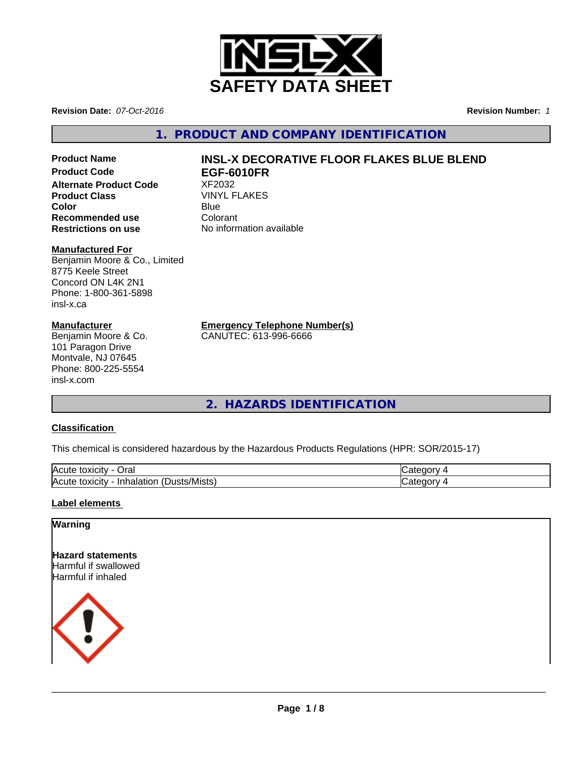# SAFETY DATA SHEET

**Revision Date:** *07-Oct-2016*

**Revision Number:** *1*

## 1. PRODUCT AND COMPANY IDENTIFICATION

| | |
|---|---|
| **Product Name** | **INSL-X DECORATIVE FLOOR FLAKES BLUE BLEND** |
| **Product Code** | **EGF-6010FR** |
| **Alternate Product Code** | XF2032 |
| **Product Class** | VINYL FLAKES |
| **Color** | Blue |
| **Recommended use** | Colorant |
| **Restrictions on use** | No information available |

**Manufactured For**
Benjamin Moore & Co., Limited
8775 Keele Street
Concord ON L4K 2N1
Phone: 1-800-361-5898
insl-x.ca

**Manufacturer**
Benjamin Moore & Co.
101 Paragon Drive
Montvale, NJ 07645
Phone: 800-225-5554
insl-x.com

**Emergency Telephone Number(s)**
CANUTEC: 613-996-6666

## 2. HAZARDS IDENTIFICATION

**Classification**

This chemical is considered hazardous by the Hazardous Products Regulations (HPR: SOR/2015-17)

| | |
|---|---|
| Acute toxicity - Oral | Category 4 |
| Acute toxicity - Inhalation (Dusts/Mists) | Category 4 |

**Label elements**

**Warning**

**Hazard statements**
Harmful if swallowed
Harmful if inhaled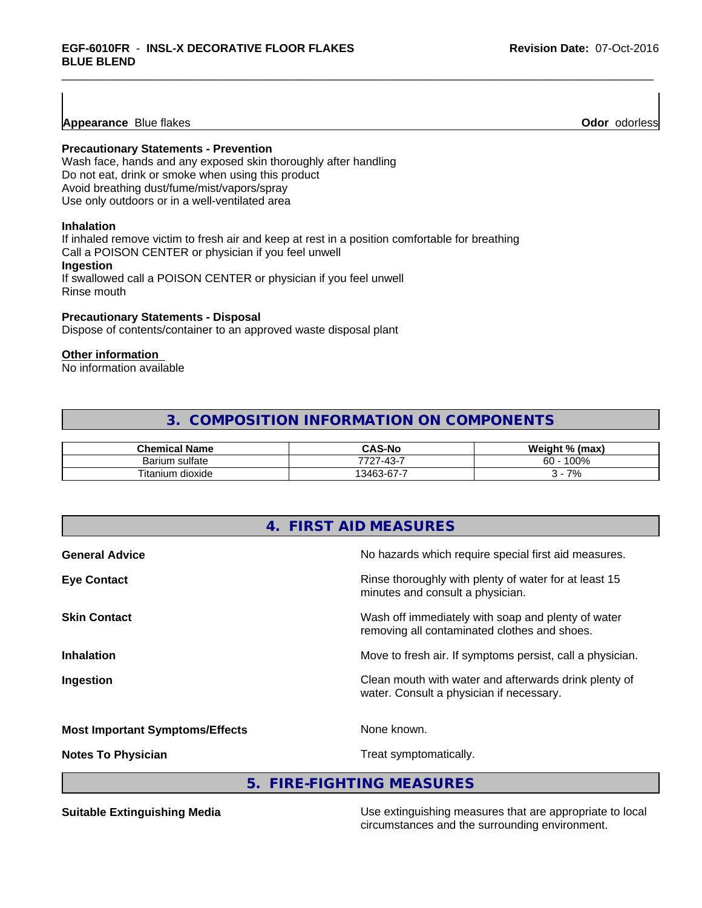**Appearance** Blue flakes **Odor** odorless

**Precautionary Statements - Prevention**
Wash face, hands and any exposed skin thoroughly after handling
Do not eat, drink or smoke when using this product
Avoid breathing dust/fume/mist/vapors/spray
Use only outdoors or in a well-ventilated area

**Inhalation**
If inhaled remove victim to fresh air and keep at rest in a position comfortable for breathing
Call a POISON CENTER or physician if you feel unwell
**Ingestion**
If swallowed call a POISON CENTER or physician if you feel unwell
Rinse mouth

**Precautionary Statements - Disposal**
Dispose of contents/container to an approved waste disposal plant

**Other information**
No information available

## 3. COMPOSITION INFORMATION ON COMPONENTS

| Chemical Name | CAS-No | Weight % (max) |
|---|---|---|
| Barium sulfate | 7727-43-7 | 60 - 100% |
| Titanium dioxide | 13463-67-7 | 3 - 7% |

## 4. FIRST AID MEASURES

**General Advice** No hazards which require special first aid measures.

**Eye Contact** Rinse thoroughly with plenty of water for at least 15 minutes and consult a physician.

**Skin Contact** Wash off immediately with soap and plenty of water removing all contaminated clothes and shoes.

**Inhalation** Move to fresh air. If symptoms persist, call a physician.

**Ingestion** Clean mouth with water and afterwards drink plenty of water. Consult a physician if necessary.

**Most Important Symptoms/Effects** None known.

**Notes To Physician** Treat symptomatically.

## 5. FIRE-FIGHTING MEASURES

**Suitable Extinguishing Media** Use extinguishing measures that are appropriate to local circumstances and the surrounding environment.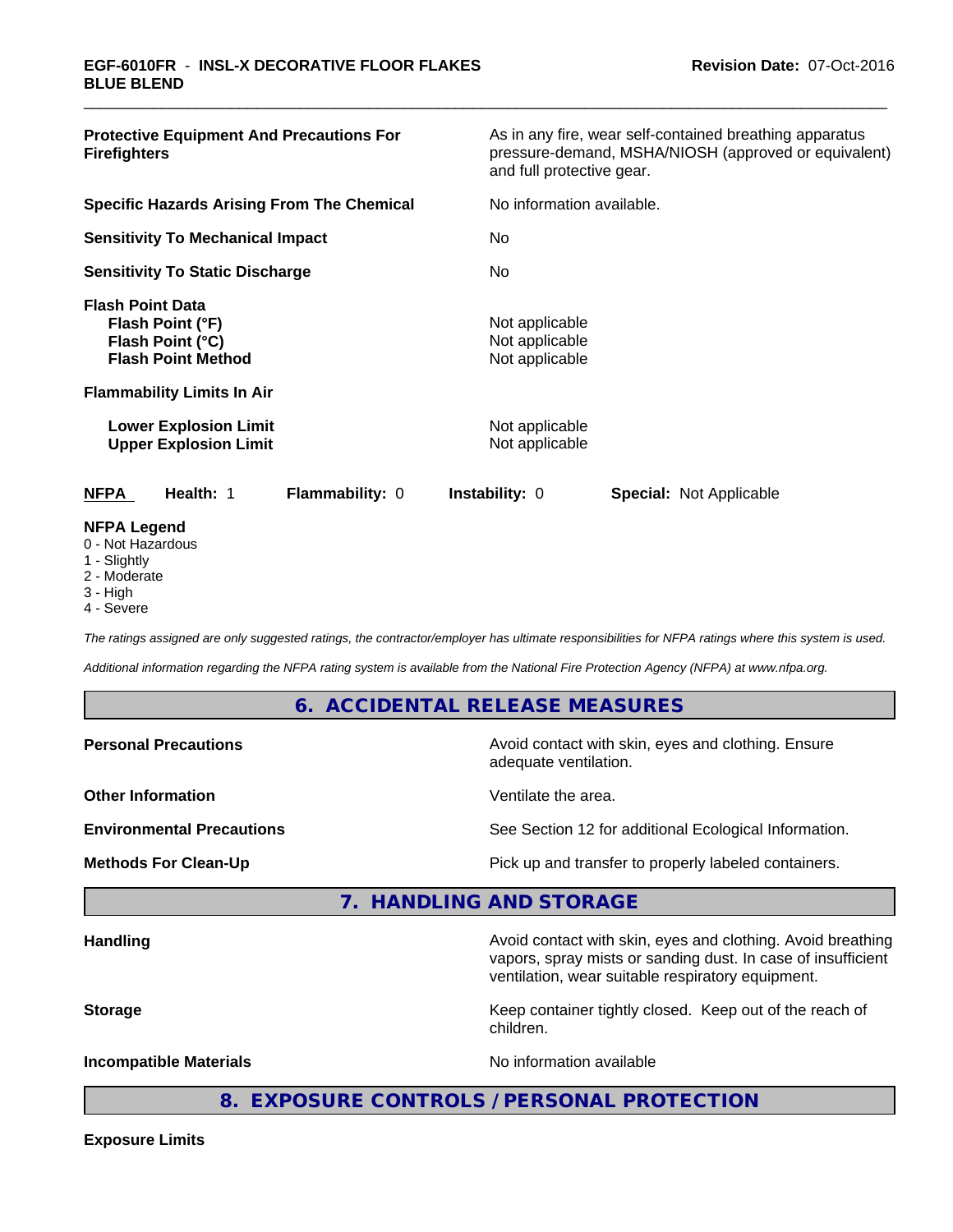**Protective Equipment And Precautions For Firefighters** — As in any fire, wear self-contained breathing apparatus pressure-demand, MSHA/NIOSH (approved or equivalent) and full protective gear.

**Specific Hazards Arising From The Chemical** — No information available.

**Sensitivity To Mechanical Impact** — No

**Sensitivity To Static Discharge** — No

**Flash Point Data**

| | |
|---|---|
| **Flash Point (°F)** | Not applicable |
| **Flash Point (°C)** | Not applicable |
| **Flash Point Method** | Not applicable |

**Flammability Limits In Air**

| | |
|---|---|
| **Lower Explosion Limit** | Not applicable |
| **Upper Explosion Limit** | Not applicable |

| **NFPA** | **Health:** 1 | **Flammability:** 0 | **Instability:** 0 | **Special:** Not Applicable |
|---|---|---|---|---|

**NFPA Legend**
- 0 - Not Hazardous
- 1 - Slightly
- 2 - Moderate
- 3 - High
- 4 - Severe

*The ratings assigned are only suggested ratings, the contractor/employer has ultimate responsibilities for NFPA ratings where this system is used.*

*Additional information regarding the NFPA rating system is available from the National Fire Protection Agency (NFPA) at www.nfpa.org.*

## 6. ACCIDENTAL RELEASE MEASURES

**Personal Precautions** — Avoid contact with skin, eyes and clothing. Ensure adequate ventilation.

**Other Information** — Ventilate the area.

**Environmental Precautions** — See Section 12 for additional Ecological Information.

**Methods For Clean-Up** — Pick up and transfer to properly labeled containers.

## 7. HANDLING AND STORAGE

**Handling** — Avoid contact with skin, eyes and clothing. Avoid breathing vapors, spray mists or sanding dust. In case of insufficient ventilation, wear suitable respiratory equipment.

**Storage** — Keep container tightly closed. Keep out of the reach of children.

**Incompatible Materials** — No information available

## 8. EXPOSURE CONTROLS / PERSONAL PROTECTION

**Exposure Limits**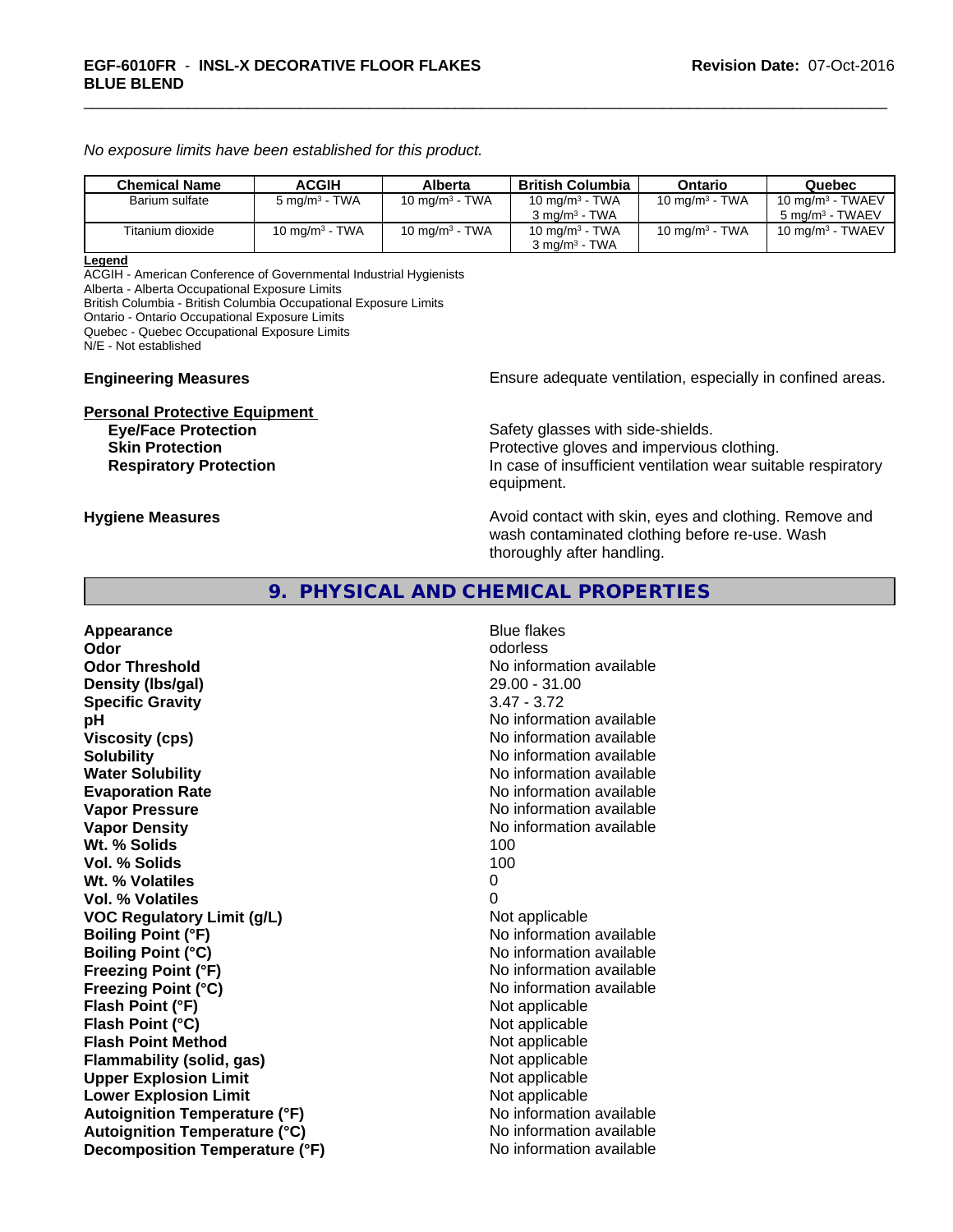*No exposure limits have been established for this product.*

| Chemical Name | ACGIH | Alberta | British Columbia | Ontario | Quebec |
|---|---|---|---|---|---|
| Barium sulfate | 5 mg/m³ - TWA | 10 mg/m³ - TWA | 10 mg/m³ - TWA<br>3 mg/m³ - TWA | 10 mg/m³ - TWA | 10 mg/m³ - TWAEV<br>5 mg/m³ - TWAEV |
| Titanium dioxide | 10 mg/m³ - TWA | 10 mg/m³ - TWA | 10 mg/m³ - TWA<br>3 mg/m³ - TWA | 10 mg/m³ - TWA | 10 mg/m³ - TWAEV |

**Legend**

ACGIH - American Conference of Governmental Industrial Hygienists
Alberta - Alberta Occupational Exposure Limits
British Columbia - British Columbia Occupational Exposure Limits
Ontario - Ontario Occupational Exposure Limits
Quebec - Quebec Occupational Exposure Limits
N/E - Not established

**Engineering Measures**: Ensure adequate ventilation, especially in confined areas.

**Personal Protective Equipment**

**Eye/Face Protection**: Safety glasses with side-shields.
**Skin Protection**: Protective gloves and impervious clothing.
**Respiratory Protection**: In case of insufficient ventilation wear suitable respiratory equipment.

**Hygiene Measures**: Avoid contact with skin, eyes and clothing. Remove and wash contaminated clothing before re-use. Wash thoroughly after handling.

## 9. PHYSICAL AND CHEMICAL PROPERTIES

| Property | Value |
|---|---|
| **Appearance** | Blue flakes |
| **Odor** | odorless |
| **Odor Threshold** | No information available |
| **Density (lbs/gal)** | 29.00 - 31.00 |
| **Specific Gravity** | 3.47 - 3.72 |
| **pH** | No information available |
| **Viscosity (cps)** | No information available |
| **Solubility** | No information available |
| **Water Solubility** | No information available |
| **Evaporation Rate** | No information available |
| **Vapor Pressure** | No information available |
| **Vapor Density** | No information available |
| **Wt. % Solids** | 100 |
| **Vol. % Solids** | 100 |
| **Wt. % Volatiles** | 0 |
| **Vol. % Volatiles** | 0 |
| **VOC Regulatory Limit (g/L)** | Not applicable |
| **Boiling Point (°F)** | No information available |
| **Boiling Point (°C)** | No information available |
| **Freezing Point (°F)** | No information available |
| **Freezing Point (°C)** | No information available |
| **Flash Point (°F)** | Not applicable |
| **Flash Point (°C)** | Not applicable |
| **Flash Point Method** | Not applicable |
| **Flammability (solid, gas)** | Not applicable |
| **Upper Explosion Limit** | Not applicable |
| **Lower Explosion Limit** | Not applicable |
| **Autoignition Temperature (°F)** | No information available |
| **Autoignition Temperature (°C)** | No information available |
| **Decomposition Temperature (°F)** | No information available |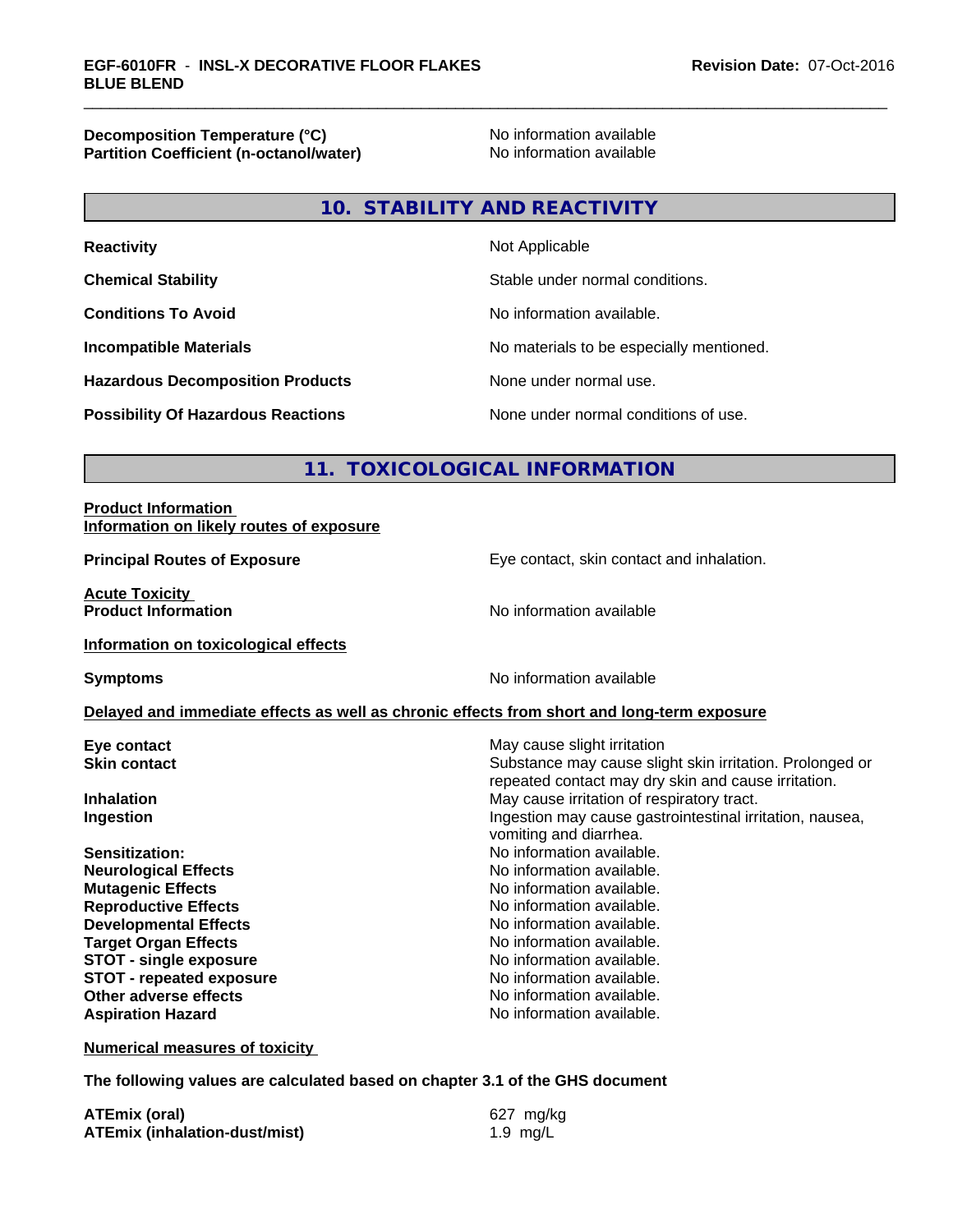| | |
|---|---|
| **Decomposition Temperature (°C)** | No information available |
| **Partition Coefficient (n-octanol/water)** | No information available |

## 10. STABILITY AND REACTIVITY

| | |
|---|---|
| **Reactivity** | Not Applicable |
| **Chemical Stability** | Stable under normal conditions. |
| **Conditions To Avoid** | No information available. |
| **Incompatible Materials** | No materials to be especially mentioned. |
| **Hazardous Decomposition Products** | None under normal use. |
| **Possibility Of Hazardous Reactions** | None under normal conditions of use. |

## 11. TOXICOLOGICAL INFORMATION

**Product Information**
**Information on likely routes of exposure**

| | |
|---|---|
| **Principal Routes of Exposure** | Eye contact, skin contact and inhalation. |

**Acute Toxicity**

| | |
|---|---|
| **Product Information** | No information available |

**Information on toxicological effects**

| | |
|---|---|
| **Symptoms** | No information available |

**Delayed and immediate effects as well as chronic effects from short and long-term exposure**

| | |
|---|---|
| **Eye contact** | May cause slight irritation |
| **Skin contact** | Substance may cause slight skin irritation. Prolonged or repeated contact may dry skin and cause irritation. |
| **Inhalation** | May cause irritation of respiratory tract. |
| **Ingestion** | Ingestion may cause gastrointestinal irritation, nausea, vomiting and diarrhea. |
| **Sensitization:** | No information available. |
| **Neurological Effects** | No information available. |
| **Mutagenic Effects** | No information available. |
| **Reproductive Effects** | No information available. |
| **Developmental Effects** | No information available. |
| **Target Organ Effects** | No information available. |
| **STOT - single exposure** | No information available. |
| **STOT - repeated exposure** | No information available. |
| **Other adverse effects** | No information available. |
| **Aspiration Hazard** | No information available. |

**Numerical measures of toxicity**

**The following values are calculated based on chapter 3.1 of the GHS document**

| | |
|---|---|
| **ATEmix (oral)** | 627 mg/kg |
| **ATEmix (inhalation-dust/mist)** | 1.9 mg/L |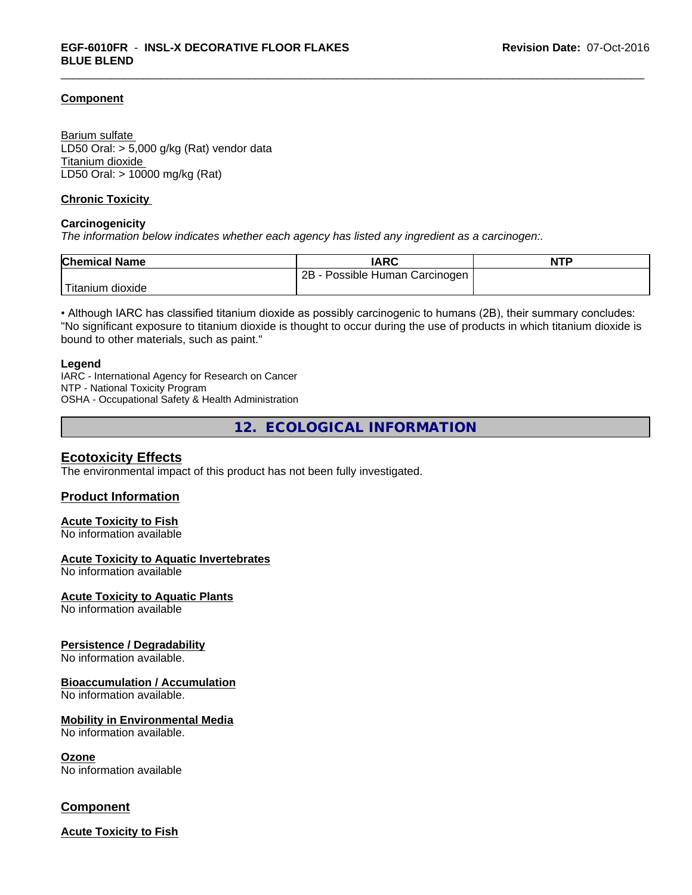### Component

Barium sulfate
LD50 Oral: > 5,000 g/kg (Rat) vendor data
Titanium dioxide
LD50 Oral: > 10000 mg/kg (Rat)

### Chronic Toxicity

**Carcinogenicity**
*The information below indicates whether each agency has listed any ingredient as a carcinogen:.*

| Chemical Name | IARC | NTP |
|---|---|---|
| Titanium dioxide | 2B - Possible Human Carcinogen | |

• Although IARC has classified titanium dioxide as possibly carcinogenic to humans (2B), their summary concludes: "No significant exposure to titanium dioxide is thought to occur during the use of products in which titanium dioxide is bound to other materials, such as paint."

**Legend**
IARC - International Agency for Research on Cancer
NTP - National Toxicity Program
OSHA - Occupational Safety & Health Administration

## 12. ECOLOGICAL INFORMATION

### Ecotoxicity Effects
The environmental impact of this product has not been fully investigated.

### Product Information

**Acute Toxicity to Fish**
No information available

**Acute Toxicity to Aquatic Invertebrates**
No information available

**Acute Toxicity to Aquatic Plants**
No information available

**Persistence / Degradability**
No information available.

**Bioaccumulation / Accumulation**
No information available.

**Mobility in Environmental Media**
No information available.

**Ozone**
No information available

### Component

**Acute Toxicity to Fish**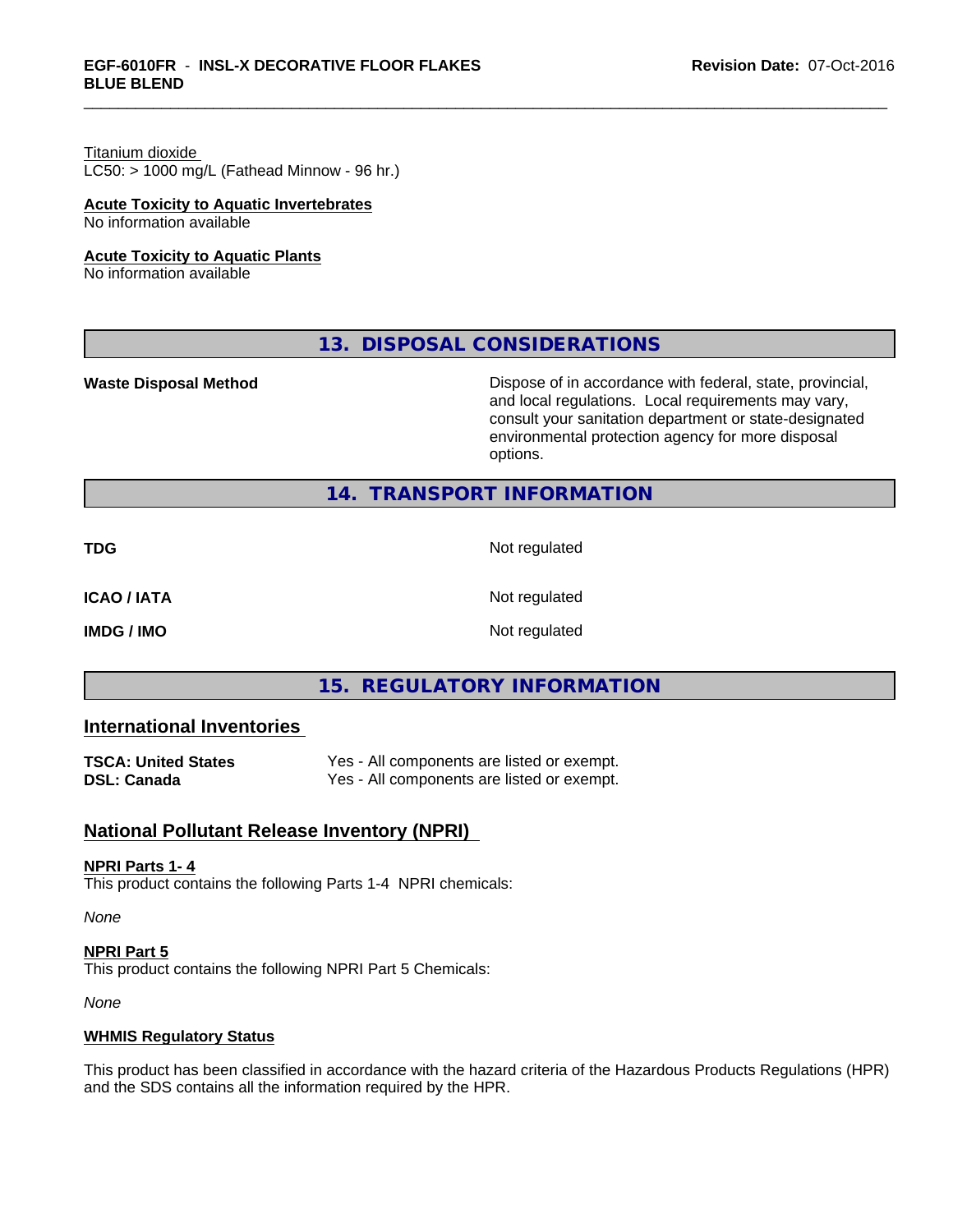Titanium dioxide
LC50: > 1000 mg/L (Fathead Minnow - 96 hr.)

**Acute Toxicity to Aquatic Invertebrates**
No information available

**Acute Toxicity to Aquatic Plants**
No information available

## 13. DISPOSAL CONSIDERATIONS

| | |
|---|---|
| **Waste Disposal Method** | Dispose of in accordance with federal, state, provincial, and local regulations. Local requirements may vary, consult your sanitation department or state-designated environmental protection agency for more disposal options. |

## 14. TRANSPORT INFORMATION

| | |
|---|---|
| **TDG** | Not regulated |
| **ICAO / IATA** | Not regulated |
| **IMDG / IMO** | Not regulated |

## 15. REGULATORY INFORMATION

### International Inventories

| | |
|---|---|
| **TSCA: United States** | Yes - All components are listed or exempt. |
| **DSL: Canada** | Yes - All components are listed or exempt. |

### National Pollutant Release Inventory (NPRI)

**NPRI Parts 1- 4**
This product contains the following Parts 1-4 NPRI chemicals:

*None*

**NPRI Part 5**
This product contains the following NPRI Part 5 Chemicals:

*None*

**WHMIS Regulatory Status**

This product has been classified in accordance with the hazard criteria of the Hazardous Products Regulations (HPR) and the SDS contains all the information required by the HPR.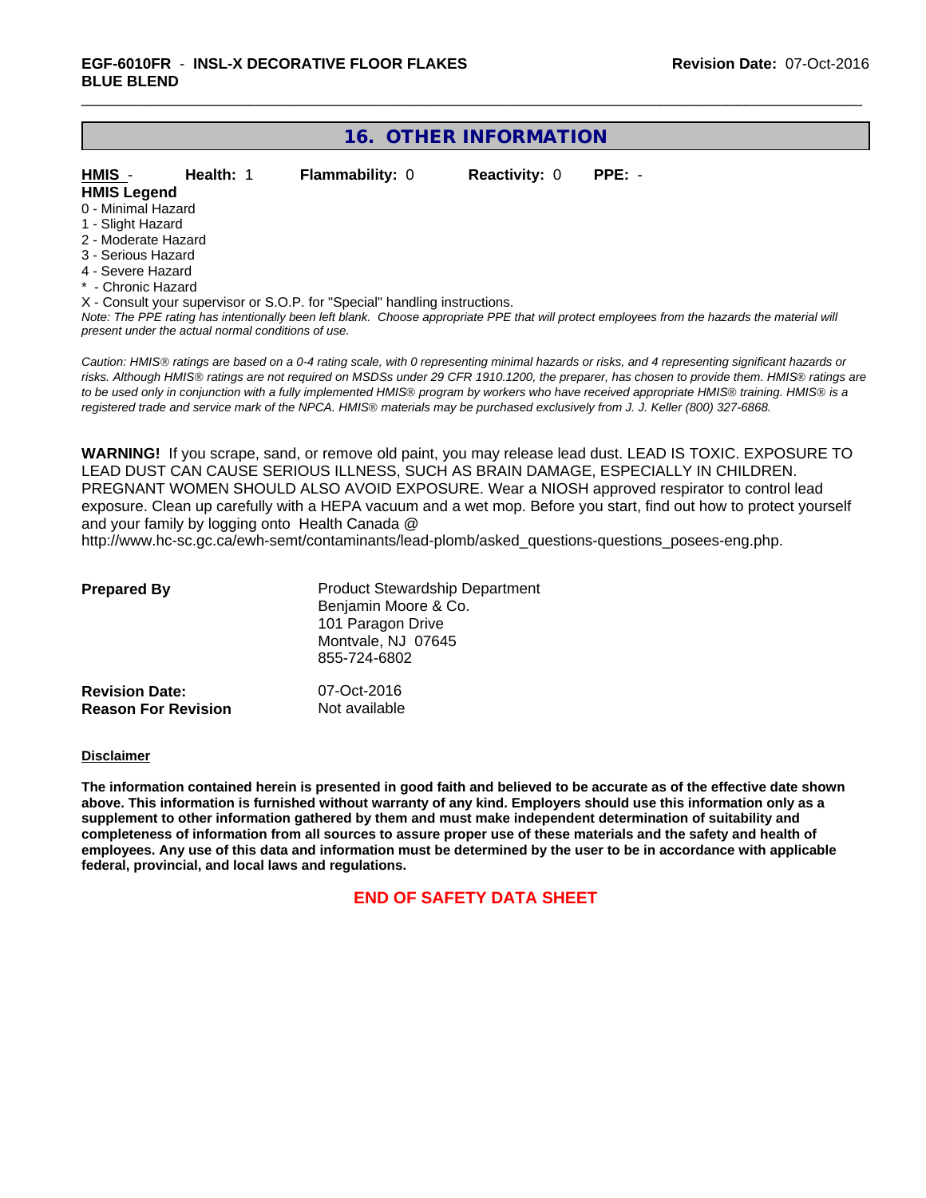## 16. OTHER INFORMATION

| HMIS - | Health: 1 | Flammability: 0 | Reactivity: 0 | PPE: - |
|---|---|---|---|---|

**HMIS Legend**

0 - Minimal Hazard
1 - Slight Hazard
2 - Moderate Hazard
3 - Serious Hazard
4 - Severe Hazard
* - Chronic Hazard
X - Consult your supervisor or S.O.P. for "Special" handling instructions.

*Note: The PPE rating has intentionally been left blank. Choose appropriate PPE that will protect employees from the hazards the material will present under the actual normal conditions of use.*

*Caution: HMIS® ratings are based on a 0-4 rating scale, with 0 representing minimal hazards or risks, and 4 representing significant hazards or risks. Although HMIS® ratings are not required on MSDSs under 29 CFR 1910.1200, the preparer, has chosen to provide them. HMIS® ratings are to be used only in conjunction with a fully implemented HMIS® program by workers who have received appropriate HMIS® training. HMIS® is a registered trade and service mark of the NPCA. HMIS® materials may be purchased exclusively from J. J. Keller (800) 327-6868.*

**WARNING!** If you scrape, sand, or remove old paint, you may release lead dust. LEAD IS TOXIC. EXPOSURE TO LEAD DUST CAN CAUSE SERIOUS ILLNESS, SUCH AS BRAIN DAMAGE, ESPECIALLY IN CHILDREN. PREGNANT WOMEN SHOULD ALSO AVOID EXPOSURE. Wear a NIOSH approved respirator to control lead exposure. Clean up carefully with a HEPA vacuum and a wet mop. Before you start, find out how to protect yourself and your family by logging onto Health Canada @ http://www.hc-sc.gc.ca/ewh-semt/contaminants/lead-plomb/asked_questions-questions_posees-eng.php.

**Prepared By**
Product Stewardship Department
Benjamin Moore & Co.
101 Paragon Drive
Montvale, NJ 07645
855-724-6802

**Revision Date:** 07-Oct-2016
**Reason For Revision** Not available

**Disclaimer**

**The information contained herein is presented in good faith and believed to be accurate as of the effective date shown above. This information is furnished without warranty of any kind. Employers should use this information only as a supplement to other information gathered by them and must make independent determination of suitability and completeness of information from all sources to assure proper use of these materials and the safety and health of employees. Any use of this data and information must be determined by the user to be in accordance with applicable federal, provincial, and local laws and regulations.**

**END OF SAFETY DATA SHEET**